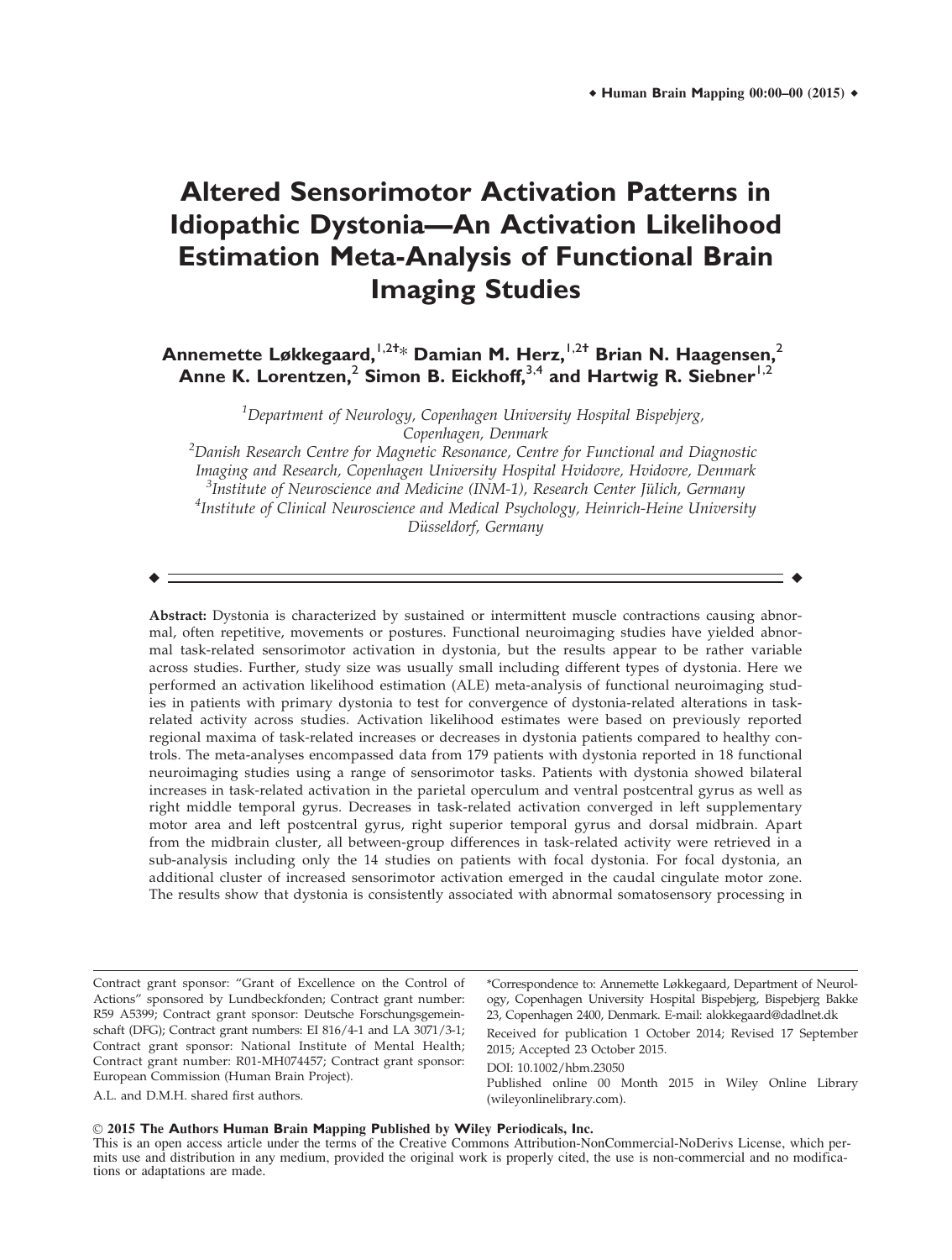# Altered Sensorimotor Activation Patterns in Idiopathic Dystonia—An Activation Likelihood Estimation Meta-Analysis of Functional Brain Imaging Studies

**Annemette Løkkegaard,[1,2†]* Damian M. Herz,[1,2†] Brian N. Haagensen,[2] Anne K. Lorentzen,[2] Simon B. Eickhoff,[3,4] and Hartwig R. Siebner[1,2]**

[1]*Department of Neurology, Copenhagen University Hospital Bispebjerg, Copenhagen, Denmark*
[2]*Danish Research Centre for Magnetic Resonance, Centre for Functional and Diagnostic Imaging and Research, Copenhagen University Hospital Hvidovre, Hvidovre, Denmark*
[3]*Institute of Neuroscience and Medicine (INM-1), Research Center Jülich, Germany*
[4]*Institute of Clinical Neuroscience and Medical Psychology, Heinrich-Heine University Düsseldorf, Germany*

**Abstract:** Dystonia is characterized by sustained or intermittent muscle contractions causing abnormal, often repetitive, movements or postures. Functional neuroimaging studies have yielded abnormal task-related sensorimotor activation in dystonia, but the results appear to be rather variable across studies. Further, study size was usually small including different types of dystonia. Here we performed an activation likelihood estimation (ALE) meta-analysis of functional neuroimaging studies in patients with primary dystonia to test for convergence of dystonia-related alterations in task-related activity across studies. Activation likelihood estimates were based on previously reported regional maxima of task-related increases or decreases in dystonia patients compared to healthy controls. The meta-analyses encompassed data from 179 patients with dystonia reported in 18 functional neuroimaging studies using a range of sensorimotor tasks. Patients with dystonia showed bilateral increases in task-related activation in the parietal operculum and ventral postcentral gyrus as well as right middle temporal gyrus. Decreases in task-related activation converged in left supplementary motor area and left postcentral gyrus, right superior temporal gyrus and dorsal midbrain. Apart from the midbrain cluster, all between-group differences in task-related activity were retrieved in a sub-analysis including only the 14 studies on patients with focal dystonia. For focal dystonia, an additional cluster of increased sensorimotor activation emerged in the caudal cingulate motor zone. The results show that dystonia is consistently associated with abnormal somatosensory processing in

---

Contract grant sponsor: "Grant of Excellence on the Control of Actions" sponsored by Lundbeckfonden; Contract grant number: R59 A5399; Contract grant sponsor: Deutsche Forschungsgemeinschaft (DFG); Contract grant numbers: EI 816/4-1 and LA 3071/3-1; Contract grant sponsor: National Institute of Mental Health; Contract grant number: R01-MH074457; Contract grant sponsor: European Commission (Human Brain Project).

A.L. and D.M.H. shared first authors.

*Correspondence to: Annemette Løkkegaard, Department of Neurology, Copenhagen University Hospital Bispebjerg, Bispebjerg Bakke 23, Copenhagen 2400, Denmark. E-mail: alokkegaard@dadlnet.dk

Received for publication 1 October 2014; Revised 17 September 2015; Accepted 23 October 2015.

DOI: 10.1002/hbm.23050

Published online 00 Month 2015 in Wiley Online Library (wileyonlinelibrary.com).

© 2015 The Authors Human Brain Mapping Published by Wiley Periodicals, Inc.
This is an open access article under the terms of the Creative Commons Attribution-NonCommercial-NoDerivs License, which permits use and distribution in any medium, provided the original work is properly cited, the use is non-commercial and no modifications or adaptations are made.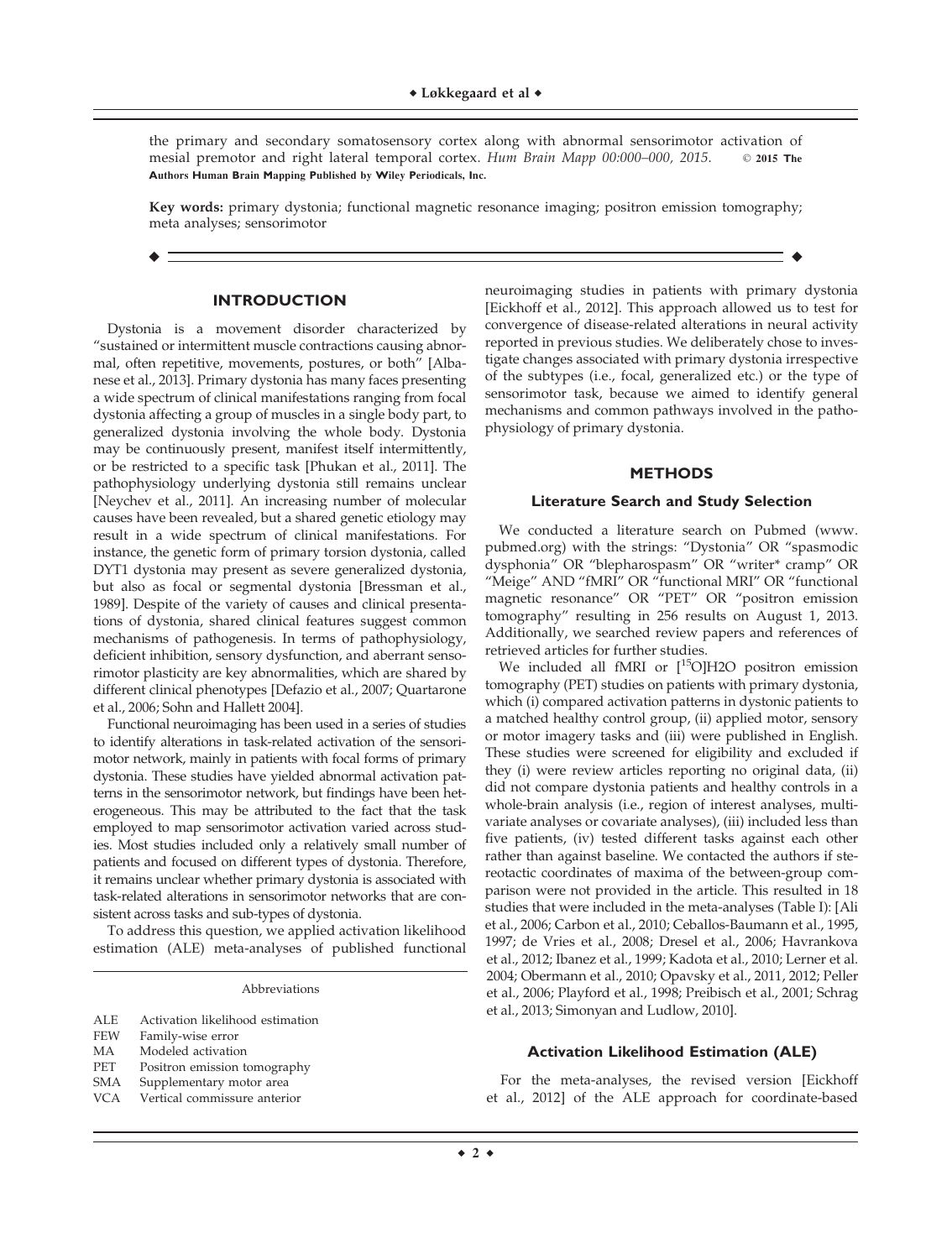the primary and secondary somatosensory cortex along with abnormal sensorimotor activation of mesial premotor and right lateral temporal cortex. *Hum Brain Mapp 00:000–000, 2015.* © **2015 The Authors Human Brain Mapping Published by Wiley Periodicals, Inc.**

**Key words:** primary dystonia; functional magnetic resonance imaging; positron emission tomography; meta analyses; sensorimotor

## INTRODUCTION

Dystonia is a movement disorder characterized by "sustained or intermittent muscle contractions causing abnormal, often repetitive, movements, postures, or both" [Albanese et al., 2013]. Primary dystonia has many faces presenting a wide spectrum of clinical manifestations ranging from focal dystonia affecting a group of muscles in a single body part, to generalized dystonia involving the whole body. Dystonia may be continuously present, manifest itself intermittently, or be restricted to a specific task [Phukan et al., 2011]. The pathophysiology underlying dystonia still remains unclear [Neychev et al., 2011]. An increasing number of molecular causes have been revealed, but a shared genetic etiology may result in a wide spectrum of clinical manifestations. For instance, the genetic form of primary torsion dystonia, called DYT1 dystonia may present as severe generalized dystonia, but also as focal or segmental dystonia [Bressman et al., 1989]. Despite of the variety of causes and clinical presentations of dystonia, shared clinical features suggest common mechanisms of pathogenesis. In terms of pathophysiology, deficient inhibition, sensory dysfunction, and aberrant sensorimotor plasticity are key abnormalities, which are shared by different clinical phenotypes [Defazio et al., 2007; Quartarone et al., 2006; Sohn and Hallett 2004].

Functional neuroimaging has been used in a series of studies to identify alterations in task-related activation of the sensorimotor network, mainly in patients with focal forms of primary dystonia. These studies have yielded abnormal activation patterns in the sensorimotor network, but findings have been heterogeneous. This may be attributed to the fact that the task employed to map sensorimotor activation varied across studies. Most studies included only a relatively small number of patients and focused on different types of dystonia. Therefore, it remains unclear whether primary dystonia is associated with task-related alterations in sensorimotor networks that are consistent across tasks and sub-types of dystonia.

To address this question, we applied activation likelihood estimation (ALE) meta-analyses of published functional neuroimaging studies in patients with primary dystonia [Eickhoff et al., 2012]. This approach allowed us to test for convergence of disease-related alterations in neural activity reported in previous studies. We deliberately chose to investigate changes associated with primary dystonia irrespective of the subtypes (i.e., focal, generalized etc.) or the type of sensorimotor task, because we aimed to identify general mechanisms and common pathways involved in the pathophysiology of primary dystonia.

Abbreviations

- ALE Activation likelihood estimation
- FEW Family-wise error
- MA Modeled activation
- PET Positron emission tomography
- SMA Supplementary motor area
- VCA Vertical commissure anterior

## METHODS

### Literature Search and Study Selection

We conducted a literature search on Pubmed (www.pubmed.org) with the strings: "Dystonia" OR "spasmodic dysphonia" OR "blepharospasm" OR "writer* cramp" OR "Meige" AND "fMRI" OR "functional MRI" OR "functional magnetic resonance" OR "PET" OR "positron emission tomography" resulting in 256 results on August 1, 2013. Additionally, we searched review papers and references of retrieved articles for further studies.

We included all fMRI or [$^{15}$O]H2O positron emission tomography (PET) studies on patients with primary dystonia, which (i) compared activation patterns in dystonic patients to a matched healthy control group, (ii) applied motor, sensory or motor imagery tasks and (iii) were published in English. These studies were screened for eligibility and excluded if they (i) were review articles reporting no original data, (ii) did not compare dystonia patients and healthy controls in a whole-brain analysis (i.e., region of interest analyses, multivariate analyses or covariate analyses), (iii) included less than five patients, (iv) tested different tasks against each other rather than against baseline. We contacted the authors if stereotactic coordinates of maxima of the between-group comparison were not provided in the article. This resulted in 18 studies that were included in the meta-analyses (Table I): [Ali et al., 2006; Carbon et al., 2010; Ceballos-Baumann et al., 1995, 1997; de Vries et al., 2008; Dresel et al., 2006; Havrankova et al., 2012; Ibanez et al., 1999; Kadota et al., 2010; Lerner et al. 2004; Obermann et al., 2010; Opavsky et al., 2011, 2012; Peller et al., 2006; Playford et al., 1998; Preibisch et al., 2001; Schrag et al., 2013; Simonyan and Ludlow, 2010].

### Activation Likelihood Estimation (ALE)

For the meta-analyses, the revised version [Eickhoff et al., 2012] of the ALE approach for coordinate-based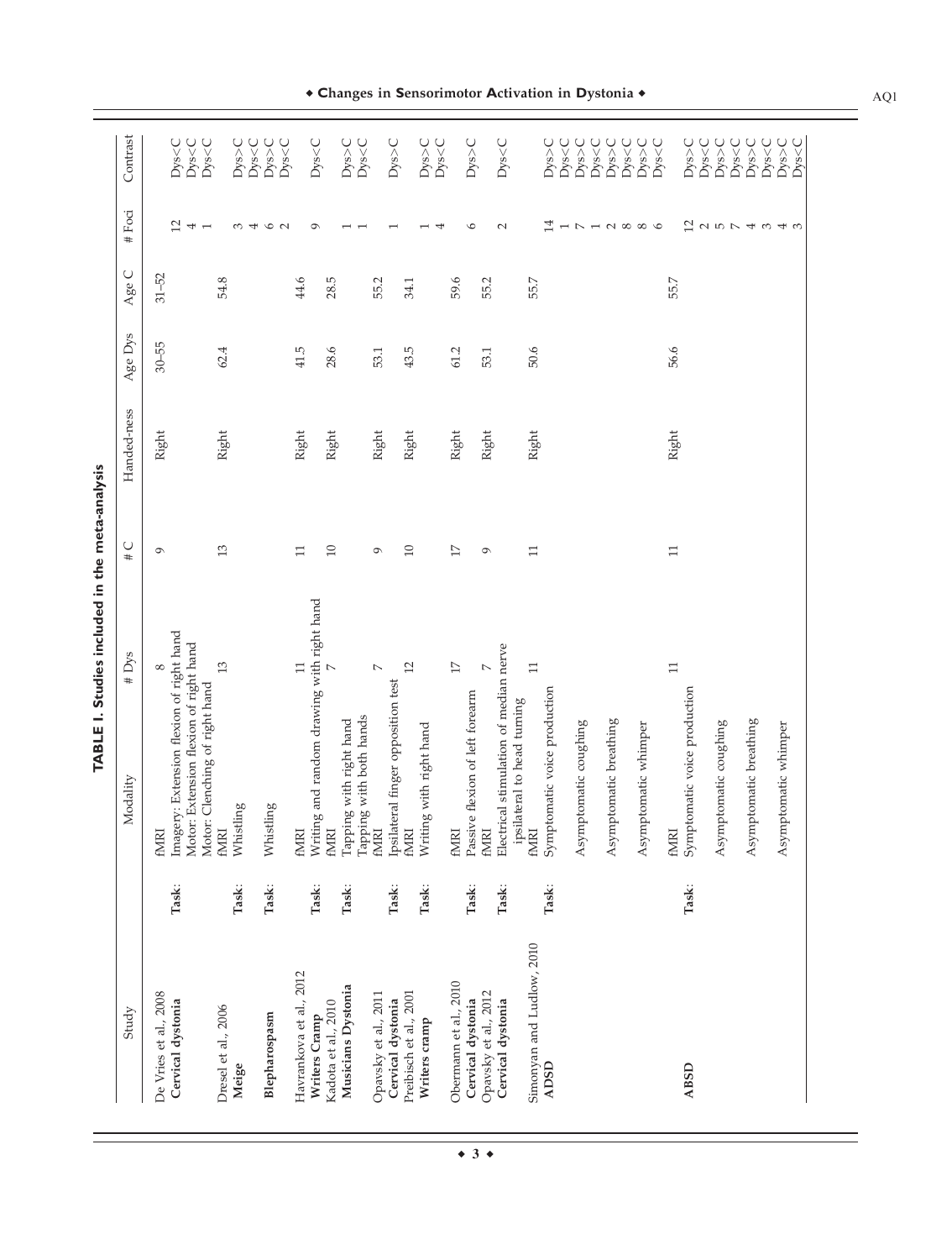**TABLE I. Studies included in the meta-analysis**

| Study | | Modality | # Dys | # C | Handed-ness | Age Dys | Age C | # Foci | Contrast |
|---|---|---|---|---|---|---|---|---|---|
| De Vries et al., 2008 | | fMRI | 8 | 9 | Right | 30–55 | 31–52 | | |
| **Cervical dystonia** | **Task**: | Imagery: Extension flexion of right hand | | | | | | 12 | Dys<C |
| | | Motor: Extension flexion of right hand | | | | | | 4 | Dys<C |
| | | Motor: Clenching of right hand | | | | | | 1 | Dys<C |
| Dresel et al., 2006 | | fMRI | 13 | 13 | Right | 62.4 | 54.8 | | |
| **Meige** | **Task**: | Whistling | | | | | | 3 | Dys>C |
| | | | | | | | | 4 | Dys<C |
| **Blepharospasm** | **Task**: | Whistling | | | | | | 6 | Dys>C |
| | | | | | | | | 2 | Dys<C |
| Havrankova et al., 2012 | | fMRI | 11 | 11 | Right | 41.5 | 44.6 | | |
| **Writers Cramp** | **Task**: | Writing and random drawing with right hand | | | | | | 9 | Dys<C |
| Kadota et al., 2010 | | fMRI | 7 | 10 | Right | 28.6 | 28.5 | | |
| **Musicians Dystonia** | **Task**: | Tapping with right hand | | | | | | 1 | Dys>C |
| | | Tapping with both hands | | | | | | 1 | Dys<C |
| Opavsky et al., 2011 | | fMRI | 7 | 9 | Right | 53.1 | 55.2 | | |
| **Cervical dystonia** | **Task**: | Ipsilateral finger opposition test | | | | | | 1 | Dys>C |
| Preibisch et al., 2001 | | fMRI | 12 | 10 | Right | 43.5 | 34.1 | | |
| **Writers cramp** | **Task**: | Writing with right hand | | | | | | 1 | Dys>C |
| | | | | | | | | 4 | Dys<C |
| Obermann et al., 2010 | | fMRI | 17 | 17 | Right | 61.2 | 59.6 | | |
| **Cervical dystonia** | **Task**: | Passive flexion of left forearm | | | | | | 6 | Dys>C |
| Opavsky et al., 2012 | | fMRI | 7 | 9 | Right | 53.1 | 55.2 | | |
| **Cervical dystonia** | **Task**: | Electrical stimulation of median nerve ipsilateral to head turning | | | | | | 2 | Dys<C |
| Simonyan and Ludlow, 2010 | | fMRI | 11 | 11 | Right | 50.6 | 55.7 | | |
| **ADSD** | **Task**: | Symptomatic voice production | | | | | | 14 | Dys>C |
| | | | | | | | | 1 | Dys<C |
| | | Asymptomatic coughing | | | | | | 7 | Dys>C |
| | | | | | | | | 1 | Dys<C |
| | | Asymptomatic breathing | | | | | | 2 | Dys>C |
| | | | | | | | | 8 | Dys<C |
| | | Asymptomatic whimper | | | | | | 8 | Dys>C |
| | | | | | | | | 6 | Dys<C |
| **ABSD** | | fMRI | 11 | 11 | Right | 56.6 | 55.7 | | |
| | **Task**: | Symptomatic voice production | | | | | | 12 | Dys>C |
| | | | | | | | | 2 | Dys<C |
| | | Asymptomatic coughing | | | | | | 5 | Dys>C |
| | | | | | | | | 7 | Dys<C |
| | | Asymptomatic breathing | | | | | | 4 | Dys>C |
| | | | | | | | | 3 | Dys<C |
| | | Asymptomatic whimper | | | | | | 4 | Dys>C |
| | | | | | | | | 3 | Dys<C |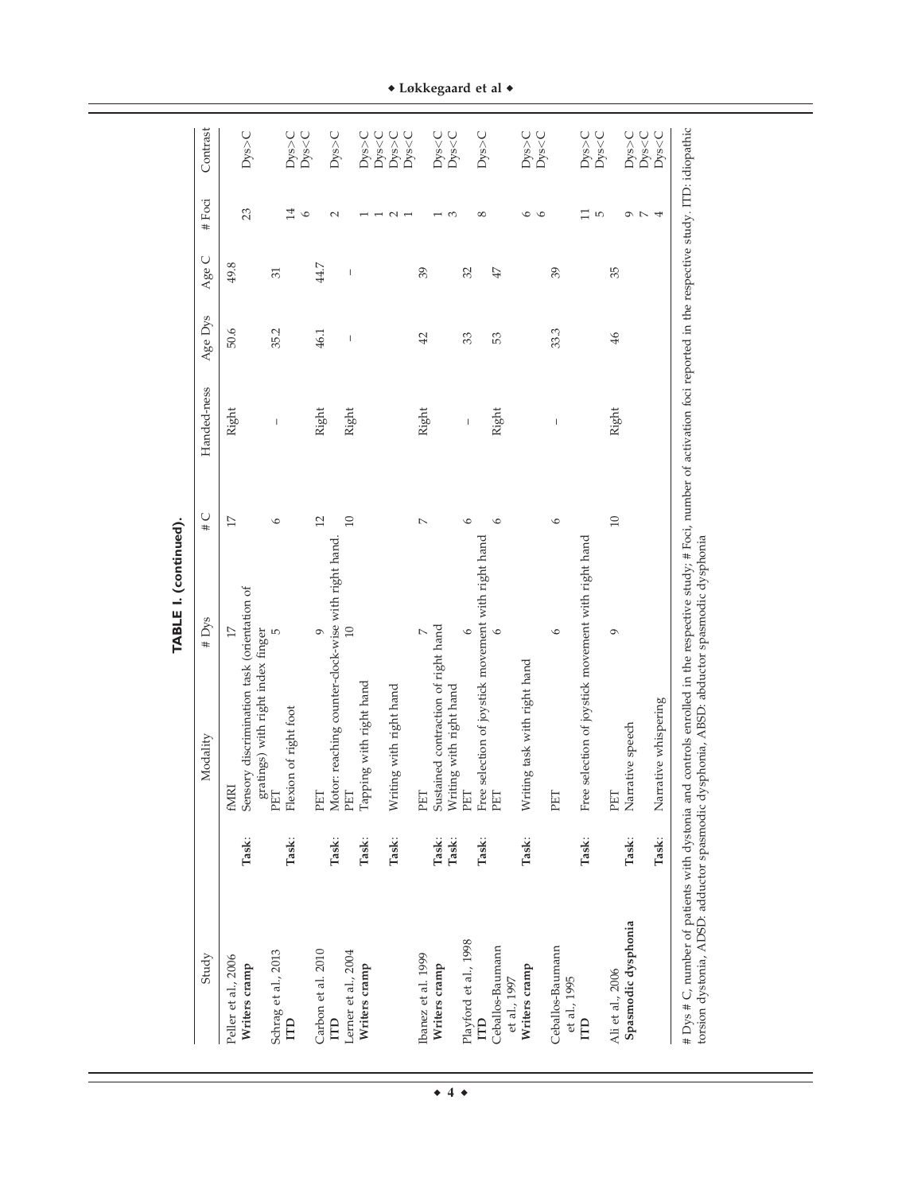**TABLE I. (continued).**

| Study | | Modality | # Dys | # C | Handed-ness | Age Dys | Age C | # Foci | Contrast |
|---|---|---|---|---|---|---|---|---|---|
| Peller et al., 2006 | | fMRI | 17 | 17 | Right | 50.6 | 49.8 | | |
| **Writers cramp** | **Task:** | Sensory discrimination task (orientation of gratings) with right index finger | | | | | | 23 | Dys>C |
| Schrag et al., 2013 | | PET | 5 | 6 | – | 35.2 | 31 | | |
| **ITD** | **Task:** | Flexion of right foot | | | | | | 14 | Dys>C |
| | | | | | | | | 6 | Dys<C |
| Carbon et al. 2010 | | PET | 9 | 12 | Right | 46.1 | 44.7 | | |
| **ITD** | **Task:** | Motor: reaching counter-clock-wise with right hand. | | | | | | 2 | Dys>C |
| Lerner et al., 2004 | | PET | 10 | 10 | Right | – | – | | |
| **Writers cramp** | **Task:** | Tapping with right hand | | | | | | 1 | Dys>C |
| | | | | | | | | 1 | Dys<C |
| | **Task:** | Writing with right hand | | | | | | 2 | Dys>C |
| | | | | | | | | 1 | Dys<C |
| Ibanez et al. 1999 | | PET | 7 | 7 | Right | 42 | 39 | | |
| **Writers cramp** | **Task:** | Sustained contraction of right hand | | | | | | 1 | Dys<C |
| | **Task:** | Writing with right hand | | | | | | 3 | Dys<C |
| Playford et al., 1998 | | PET | 6 | 6 | – | 33 | 32 | | |
| **ITD** | **Task:** | Free selection of joystick movement with right hand | | | | | | 8 | Dys>C |
| Ceballos-Baumann et al., 1997 | | PET | 6 | 6 | Right | 53 | 47 | | |
| **Writers cramp** | **Task:** | Writing task with right hand | | | | | | 6 | Dys>C |
| | | | | | | | | 6 | Dys<C |
| Ceballos-Baumann et al., 1995 | | PET | 6 | 6 | – | 33.3 | 39 | | |
| **ITD** | **Task:** | Free selection of joystick movement with right hand | | | | | | 11 | Dys>C |
| | | | | | | | | 5 | Dys<C |
| Ali et al., 2006 | | PET | 9 | 10 | Right | 46 | 35 | | |
| **Spasmodic dysphonia** | **Task:** | Narrative speech | | | | | | 9 | Dys>C |
| | | | | | | | | 7 | Dys<C |
| | **Task:** | Narrative whispering | | | | | | 4 | Dys<C |

# Dys # C, number of patients with dystonia and controls enrolled in the respective study; # Foci, number of activation foci reported in the respective study. ITD: idiopathic torsion dystonia, ADSD: adductor spasmodic dysphonia, ABSD: abductor spasmodic dysphonia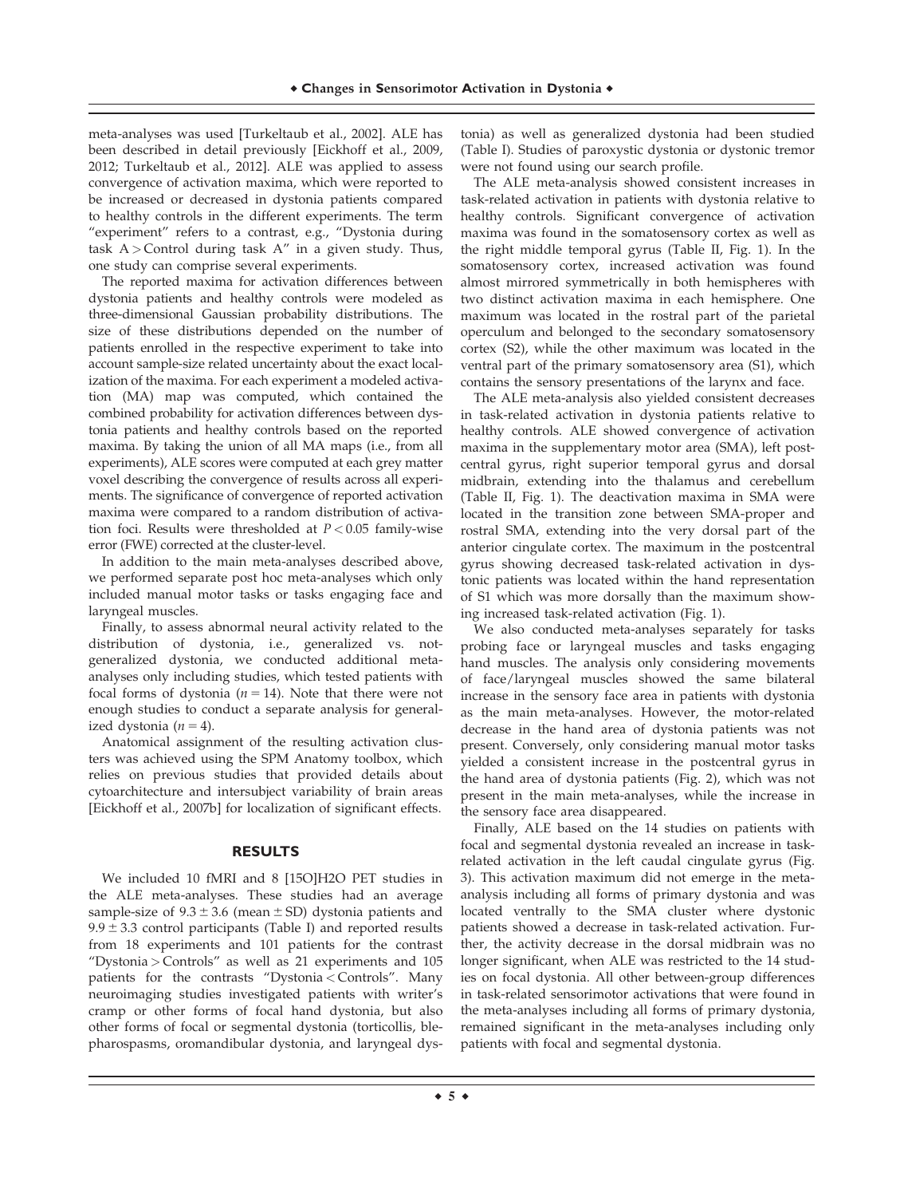meta-analyses was used [Turkeltaub et al., 2002]. ALE has been described in detail previously [Eickhoff et al., 2009, 2012; Turkeltaub et al., 2012]. ALE was applied to assess convergence of activation maxima, which were reported to be increased or decreased in dystonia patients compared to healthy controls in the different experiments. The term "experiment" refers to a contrast, e.g., "Dystonia during task A > Control during task A" in a given study. Thus, one study can comprise several experiments.

The reported maxima for activation differences between dystonia patients and healthy controls were modeled as three-dimensional Gaussian probability distributions. The size of these distributions depended on the number of patients enrolled in the respective experiment to take into account sample-size related uncertainty about the exact localization of the maxima. For each experiment a modeled activation (MA) map was computed, which contained the combined probability for activation differences between dystonia patients and healthy controls based on the reported maxima. By taking the union of all MA maps (i.e., from all experiments), ALE scores were computed at each grey matter voxel describing the convergence of results across all experiments. The significance of convergence of reported activation maxima were compared to a random distribution of activation foci. Results were thresholded at $P < 0.05$ family-wise error (FWE) corrected at the cluster-level.

In addition to the main meta-analyses described above, we performed separate post hoc meta-analyses which only included manual motor tasks or tasks engaging face and laryngeal muscles.

Finally, to assess abnormal neural activity related to the distribution of dystonia, i.e., generalized vs. not-generalized dystonia, we conducted additional meta-analyses only including studies, which tested patients with focal forms of dystonia ($n = 14$). Note that there were not enough studies to conduct a separate analysis for generalized dystonia ($n = 4$).

Anatomical assignment of the resulting activation clusters was achieved using the SPM Anatomy toolbox, which relies on previous studies that provided details about cytoarchitecture and intersubject variability of brain areas [Eickhoff et al., 2007b] for localization of significant effects.

## RESULTS

We included 10 fMRI and 8 [15O]H2O PET studies in the ALE meta-analyses. These studies had an average sample-size of $9.3 \pm 3.6$ (mean ± SD) dystonia patients and $9.9 \pm 3.3$ control participants (Table I) and reported results from 18 experiments and 101 patients for the contrast "Dystonia > Controls" as well as 21 experiments and 105 patients for the contrasts "Dystonia < Controls". Many neuroimaging studies investigated patients with writer's cramp or other forms of focal hand dystonia, but also other forms of focal or segmental dystonia (torticollis, blepharospasms, oromandibular dystonia, and laryngeal dystonia) as well as generalized dystonia had been studied (Table I). Studies of paroxystic dystonia or dystonic tremor were not found using our search profile.

The ALE meta-analysis showed consistent increases in task-related activation in patients with dystonia relative to healthy controls. Significant convergence of activation maxima was found in the somatosensory cortex as well as the right middle temporal gyrus (Table II, Fig. 1). In the somatosensory cortex, increased activation was found almost mirrored symmetrically in both hemispheres with two distinct activation maxima in each hemisphere. One maximum was located in the rostral part of the parietal operculum and belonged to the secondary somatosensory cortex (S2), while the other maximum was located in the ventral part of the primary somatosensory area (S1), which contains the sensory presentations of the larynx and face.

The ALE meta-analysis also yielded consistent decreases in task-related activation in dystonia patients relative to healthy controls. ALE showed convergence of activation maxima in the supplementary motor area (SMA), left post-central gyrus, right superior temporal gyrus and dorsal midbrain, extending into the thalamus and cerebellum (Table II, Fig. 1). The deactivation maxima in SMA were located in the transition zone between SMA-proper and rostral SMA, extending into the very dorsal part of the anterior cingulate cortex. The maximum in the postcentral gyrus showing decreased task-related activation in dystonic patients was located within the hand representation of S1 which was more dorsally than the maximum showing increased task-related activation (Fig. 1).

We also conducted meta-analyses separately for tasks probing face or laryngeal muscles and tasks engaging hand muscles. The analysis only considering movements of face/laryngeal muscles showed the same bilateral increase in the sensory face area in patients with dystonia as the main meta-analyses. However, the motor-related decrease in the hand area of dystonia patients was not present. Conversely, only considering manual motor tasks yielded a consistent increase in the postcentral gyrus in the hand area of dystonia patients (Fig. 2), which was not present in the main meta-analyses, while the increase in the sensory face area disappeared.

Finally, ALE based on the 14 studies on patients with focal and segmental dystonia revealed an increase in task-related activation in the left caudal cingulate gyrus (Fig. 3). This activation maximum did not emerge in the meta-analysis including all forms of primary dystonia and was located ventrally to the SMA cluster where dystonic patients showed a decrease in task-related activation. Further, the activity decrease in the dorsal midbrain was no longer significant, when ALE was restricted to the 14 studies on focal dystonia. All other between-group differences in task-related sensorimotor activations that were found in the meta-analyses including all forms of primary dystonia, remained significant in the meta-analyses including only patients with focal and segmental dystonia.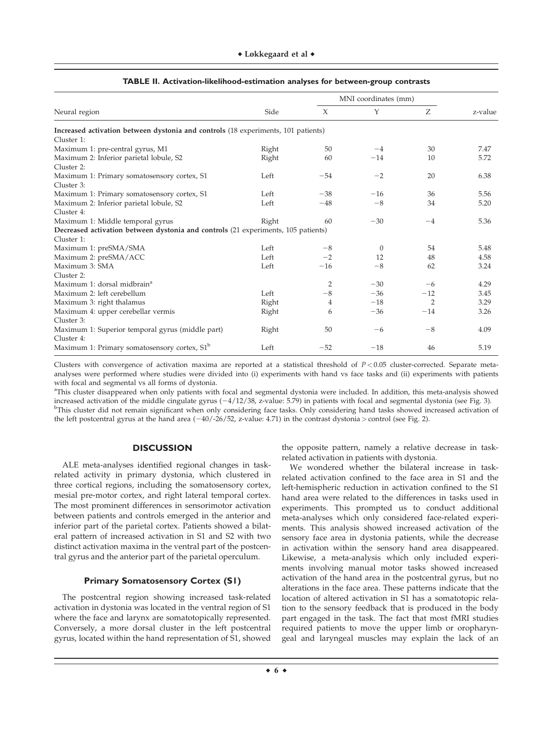**TABLE II. Activation-likelihood-estimation analyses for between-group contrasts**

| Neural region | Side | MNI coordinates (mm) | | | z-value |
|---|---|---|---|---|---|
| | | X | Y | Z | |
| **Increased activation between dystonia and controls** (18 experiments, 101 patients) | | | | | |
| Cluster 1: | | | | | |
| Maximum 1: pre-central gyrus, M1 | Right | 50 | −4 | 30 | 7.47 |
| Maximum 2: Inferior parietal lobule, S2 | Right | 60 | −14 | 10 | 5.72 |
| Cluster 2: | | | | | |
| Maximum 1: Primary somatosensory cortex, S1 | Left | −54 | −2 | 20 | 6.38 |
| Cluster 3: | | | | | |
| Maximum 1: Primary somatosensory cortex, S1 | Left | −38 | −16 | 36 | 5.56 |
| Maximum 2: Inferior parietal lobule, S2 | Left | −48 | −8 | 34 | 5.20 |
| Cluster 4: | | | | | |
| Maximum 1: Middle temporal gyrus | Right | 60 | −30 | −4 | 5.36 |
| **Decreased activation between dystonia and controls** (21 experiments, 105 patients) | | | | | |
| Cluster 1: | | | | | |
| Maximum 1: preSMA/SMA | Left | −8 | 0 | 54 | 5.48 |
| Maximum 2: preSMA/ACC | Left | −2 | 12 | 48 | 4.58 |
| Maximum 3: SMA | Left | −16 | −8 | 62 | 3.24 |
| Cluster 2: | | | | | |
| Maximum 1: dorsal midbrain[a] | | 2 | −30 | −6 | 4.29 |
| Maximum 2: left cerebellum | Left | −8 | −36 | −12 | 3.45 |
| Maximum 3: right thalamus | Right | 4 | −18 | 2 | 3.29 |
| Maximum 4: upper cerebellar vermis | Right | 6 | −36 | −14 | 3.26 |
| Cluster 3: | | | | | |
| Maximum 1: Superior temporal gyrus (middle part) | Right | 50 | −6 | −8 | 4.09 |
| Cluster 4: | | | | | |
| Maximum 1: Primary somatosensory cortex, S1[b] | Left | −52 | −18 | 46 | 5.19 |

Clusters with convergence of activation maxima are reported at a statistical threshold of $P < 0.05$ cluster-corrected. Separate meta-analyses were performed where studies were divided into (i) experiments with hand vs face tasks and (ii) experiments with patients with focal and segmental vs all forms of dystonia.

[a]This cluster disappeared when only patients with focal and segmental dystonia were included. In addition, this meta-analysis showed increased activation of the middle cingulate gyrus (−4/12/38, z-value: 5.79) in patients with focal and segmental dystonia (see Fig. 3).

[b]This cluster did not remain significant when only considering face tasks. Only considering hand tasks showed increased activation of the left postcentral gyrus at the hand area (−40/-26/52, z-value: 4.71) in the contrast dystonia > control (see Fig. 2).

## DISCUSSION

ALE meta-analyses identified regional changes in task-related activity in primary dystonia, which clustered in three cortical regions, including the somatosensory cortex, mesial pre-motor cortex, and right lateral temporal cortex. The most prominent differences in sensorimotor activation between patients and controls emerged in the anterior and inferior part of the parietal cortex. Patients showed a bilateral pattern of increased activation in S1 and S2 with two distinct activation maxima in the ventral part of the postcentral gyrus and the anterior part of the parietal operculum.

### Primary Somatosensory Cortex (S1)

The postcentral region showing increased task-related activation in dystonia was located in the ventral region of S1 where the face and larynx are somatotopically represented. Conversely, a more dorsal cluster in the left postcentral gyrus, located within the hand representation of S1, showed the opposite pattern, namely a relative decrease in task-related activation in patients with dystonia.

We wondered whether the bilateral increase in task-related activation confined to the face area in S1 and the left-hemispheric reduction in activation confined to the S1 hand area were related to the differences in tasks used in experiments. This prompted us to conduct additional meta-analyses which only considered face-related experiments. This analysis showed increased activation of the sensory face area in dystonia patients, while the decrease in activation within the sensory hand area disappeared. Likewise, a meta-analysis which only included experiments involving manual motor tasks showed increased activation of the hand area in the postcentral gyrus, but no alterations in the face area. These patterns indicate that the location of altered activation in S1 has a somatotopic relation to the sensory feedback that is produced in the body part engaged in the task. The fact that most fMRI studies required patients to move the upper limb or oropharyngeal and laryngeal muscles may explain the lack of an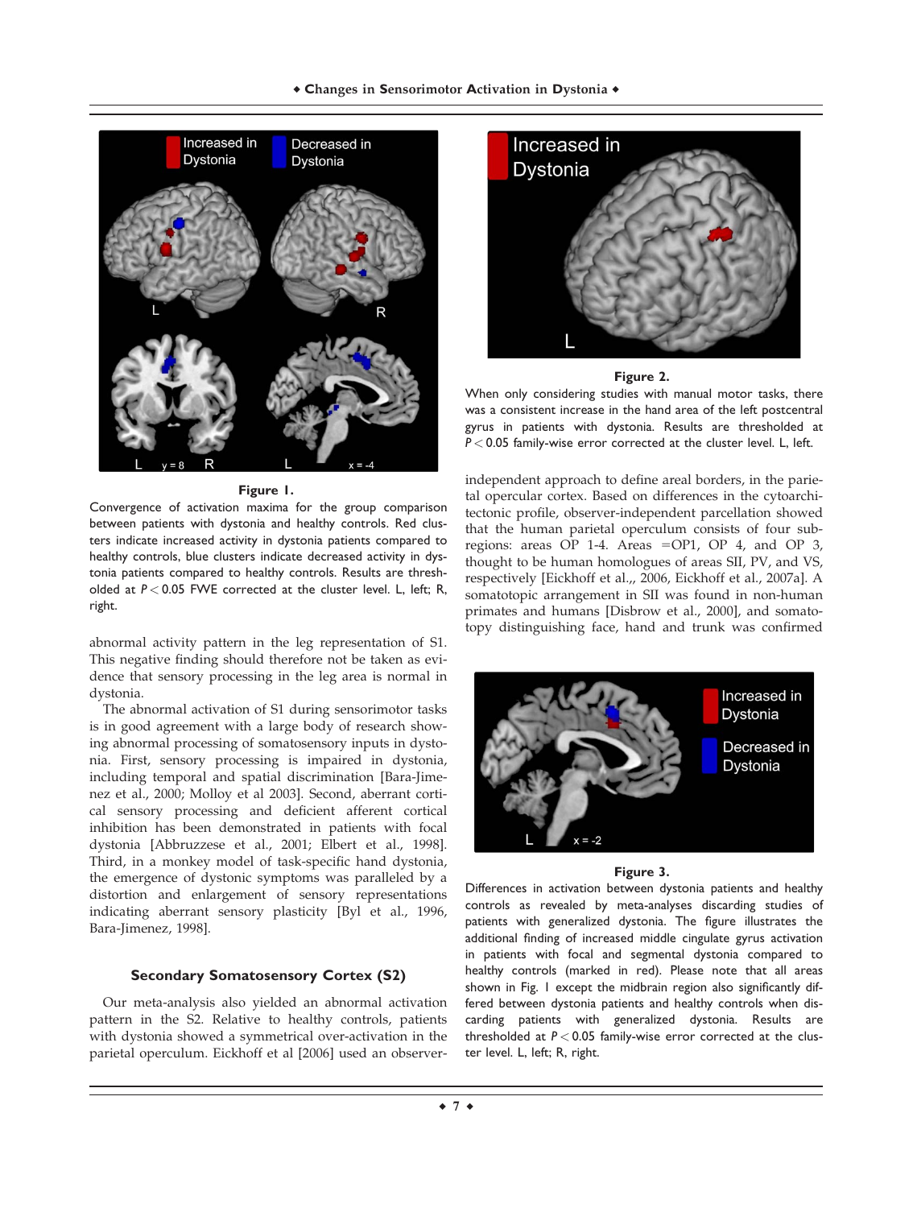abnormal activity pattern in the leg representation of S1. This negative finding should therefore not be taken as evidence that sensory processing in the leg area is normal in dystonia.

The abnormal activation of S1 during sensorimotor tasks is in good agreement with a large body of research showing abnormal processing of somatosensory inputs in dystonia. First, sensory processing is impaired in dystonia, including temporal and spatial discrimination [Bara-Jimenez et al., 2000; Molloy et al 2003]. Second, aberrant cortical sensory processing and deficient afferent cortical inhibition has been demonstrated in patients with focal dystonia [Abbruzzese et al., 2001; Elbert et al., 1998]. Third, in a monkey model of task-specific hand dystonia, the emergence of dystonic symptoms was paralleled by a distortion and enlargement of sensory representations indicating aberrant sensory plasticity [Byl et al., 1996, Bara-Jimenez, 1998].

### Secondary Somatosensory Cortex (S2)

Our meta-analysis also yielded an abnormal activation pattern in the S2. Relative to healthy controls, patients with dystonia showed a symmetrical over-activation in the parietal operculum. Eickhoff et al [2006] used an observer-independent approach to define areal borders, in the parietal opercular cortex. Based on differences in the cytoarchitectonic profile, observer-independent parcellation showed that the human parietal operculum consists of four subregions: areas OP 1-4. Areas =OP1, OP 4, and OP 3, thought to be human homologues of areas SII, PV, and VS, respectively [Eickhoff et al.,, 2006, Eickhoff et al., 2007a]. A somatotopic arrangement in SII was found in non-human primates and humans [Disbrow et al., 2000], and somatotopy distinguishing face, hand and trunk was confirmed

**Figure 1.**
Convergence of activation maxima for the group comparison between patients with dystonia and healthy controls. Red clusters indicate increased activity in dystonia patients compared to healthy controls, blue clusters indicate decreased activity in dystonia patients compared to healthy controls. Results are thresholded at $P < 0.05$ FWE corrected at the cluster level. L, left; R, right.

**Figure 2.**
When only considering studies with manual motor tasks, there was a consistent increase in the hand area of the left postcentral gyrus in patients with dystonia. Results are thresholded at $P < 0.05$ family-wise error corrected at the cluster level. L, left.

**Figure 3.**
Differences in activation between dystonia patients and healthy controls as revealed by meta-analyses discarding studies of patients with generalized dystonia. The figure illustrates the additional finding of increased middle cingulate gyrus activation in patients with focal and segmental dystonia compared to healthy controls (marked in red). Please note that all areas shown in Fig. 1 except the midbrain region also significantly differed between dystonia patients and healthy controls when discarding patients with generalized dystonia. Results are thresholded at $P < 0.05$ family-wise error corrected at the cluster level. L, left; R, right.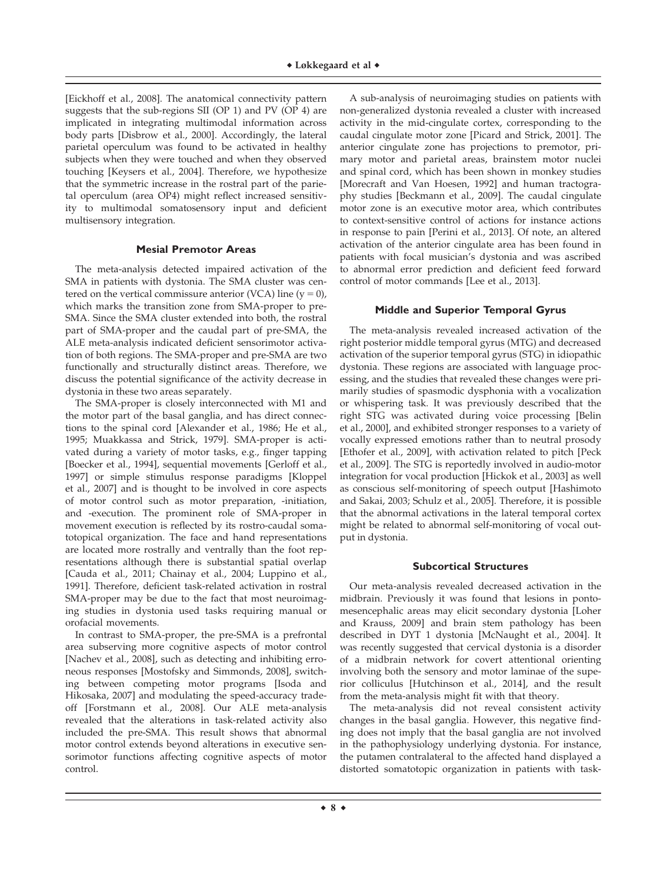[Eickhoff et al., 2008]. The anatomical connectivity pattern suggests that the sub-regions SII (OP 1) and PV (OP 4) are implicated in integrating multimodal information across body parts [Disbrow et al., 2000]. Accordingly, the lateral parietal operculum was found to be activated in healthy subjects when they were touched and when they observed touching [Keysers et al., 2004]. Therefore, we hypothesize that the symmetric increase in the rostral part of the parietal operculum (area OP4) might reflect increased sensitivity to multimodal somatosensory input and deficient multisensory integration.

### Mesial Premotor Areas

The meta-analysis detected impaired activation of the SMA in patients with dystonia. The SMA cluster was centered on the vertical commissure anterior (VCA) line ($y = 0$), which marks the transition zone from SMA-proper to pre-SMA. Since the SMA cluster extended into both, the rostral part of SMA-proper and the caudal part of pre-SMA, the ALE meta-analysis indicated deficient sensorimotor activation of both regions. The SMA-proper and pre-SMA are two functionally and structurally distinct areas. Therefore, we discuss the potential significance of the activity decrease in dystonia in these two areas separately.

The SMA-proper is closely interconnected with M1 and the motor part of the basal ganglia, and has direct connections to the spinal cord [Alexander et al., 1986; He et al., 1995; Muakkassa and Strick, 1979]. SMA-proper is activated during a variety of motor tasks, e.g., finger tapping [Boecker et al., 1994], sequential movements [Gerloff et al., 1997] or simple stimulus response paradigms [Kloppel et al., 2007] and is thought to be involved in core aspects of motor control such as motor preparation, -initiation, and -execution. The prominent role of SMA-proper in movement execution is reflected by its rostro-caudal somatotopical organization. The face and hand representations are located more rostrally and ventrally than the foot representations although there is substantial spatial overlap [Cauda et al., 2011; Chainay et al., 2004; Luppino et al., 1991]. Therefore, deficient task-related activation in rostral SMA-proper may be due to the fact that most neuroimaging studies in dystonia used tasks requiring manual or orofacial movements.

In contrast to SMA-proper, the pre-SMA is a prefrontal area subserving more cognitive aspects of motor control [Nachev et al., 2008], such as detecting and inhibiting erroneous responses [Mostofsky and Simmonds, 2008], switching between competing motor programs [Isoda and Hikosaka, 2007] and modulating the speed-accuracy tradeoff [Forstmann et al., 2008]. Our ALE meta-analysis revealed that the alterations in task-related activity also included the pre-SMA. This result shows that abnormal motor control extends beyond alterations in executive sensorimotor functions affecting cognitive aspects of motor control.

A sub-analysis of neuroimaging studies on patients with non-generalized dystonia revealed a cluster with increased activity in the mid-cingulate cortex, corresponding to the caudal cingulate motor zone [Picard and Strick, 2001]. The anterior cingulate zone has projections to premotor, primary motor and parietal areas, brainstem motor nuclei and spinal cord, which has been shown in monkey studies [Morecraft and Van Hoesen, 1992] and human tractography studies [Beckmann et al., 2009]. The caudal cingulate motor zone is an executive motor area, which contributes to context-sensitive control of actions for instance actions in response to pain [Perini et al., 2013]. Of note, an altered activation of the anterior cingulate area has been found in patients with focal musician's dystonia and was ascribed to abnormal error prediction and deficient feed forward control of motor commands [Lee et al., 2013].

### Middle and Superior Temporal Gyrus

The meta-analysis revealed increased activation of the right posterior middle temporal gyrus (MTG) and decreased activation of the superior temporal gyrus (STG) in idiopathic dystonia. These regions are associated with language processing, and the studies that revealed these changes were primarily studies of spasmodic dysphonia with a vocalization or whispering task. It was previously described that the right STG was activated during voice processing [Belin et al., 2000], and exhibited stronger responses to a variety of vocally expressed emotions rather than to neutral prosody [Ethofer et al., 2009], with activation related to pitch [Peck et al., 2009]. The STG is reportedly involved in audio-motor integration for vocal production [Hickok et al., 2003] as well as conscious self-monitoring of speech output [Hashimoto and Sakai, 2003; Schulz et al., 2005]. Therefore, it is possible that the abnormal activations in the lateral temporal cortex might be related to abnormal self-monitoring of vocal output in dystonia.

### Subcortical Structures

Our meta-analysis revealed decreased activation in the midbrain. Previously it was found that lesions in pontomesencephalic areas may elicit secondary dystonia [Loher and Krauss, 2009] and brain stem pathology has been described in DYT 1 dystonia [McNaught et al., 2004]. It was recently suggested that cervical dystonia is a disorder of a midbrain network for covert attentional orienting involving both the sensory and motor laminae of the superior colliculus [Hutchinson et al., 2014], and the result from the meta-analysis might fit with that theory.

The meta-analysis did not reveal consistent activity changes in the basal ganglia. However, this negative finding does not imply that the basal ganglia are not involved in the pathophysiology underlying dystonia. For instance, the putamen contralateral to the affected hand displayed a distorted somatotopic organization in patients with task-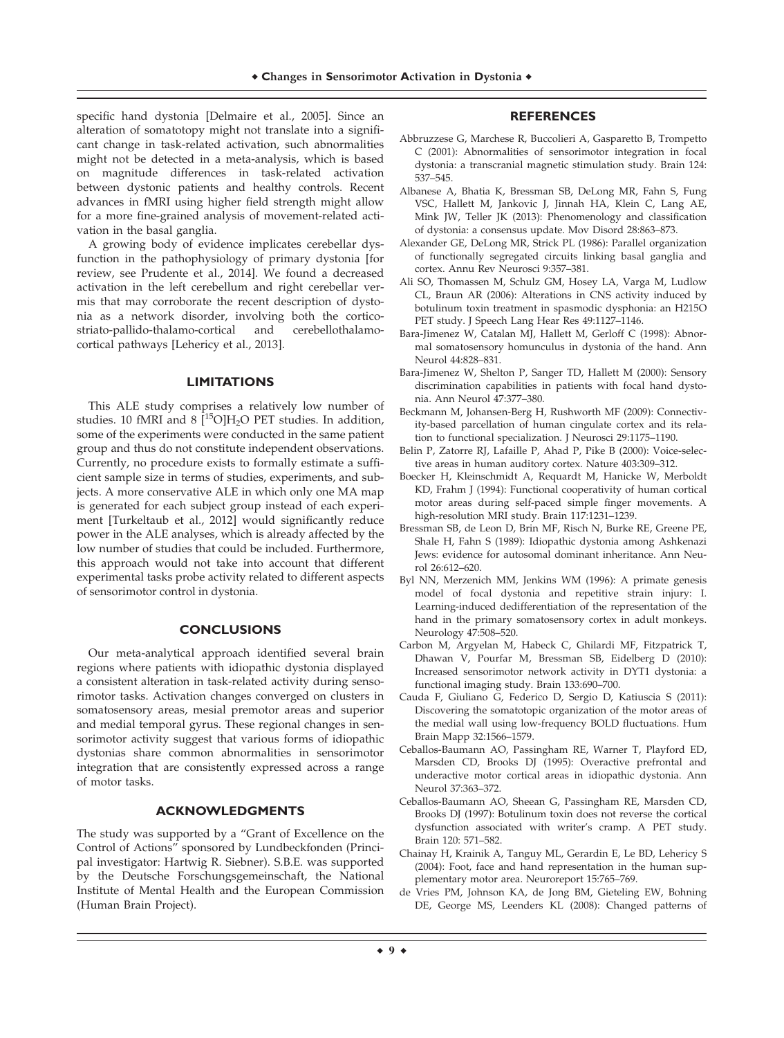specific hand dystonia [Delmaire et al., 2005]. Since an alteration of somatotopy might not translate into a significant change in task-related activation, such abnormalities might not be detected in a meta-analysis, which is based on magnitude differences in task-related activation between dystonic patients and healthy controls. Recent advances in fMRI using higher field strength might allow for a more fine-grained analysis of movement-related activation in the basal ganglia.

A growing body of evidence implicates cerebellar dysfunction in the pathophysiology of primary dystonia [for review, see Prudente et al., 2014]. We found a decreased activation in the left cerebellum and right cerebellar vermis that may corroborate the recent description of dystonia as a network disorder, involving both the cortico-striato-pallido-thalamo-cortical and cerebellothalamo-cortical pathways [Lehericy et al., 2013].

## LIMITATIONS

This ALE study comprises a relatively low number of studies. 10 fMRI and 8 $[^{15}O]H_2O$ PET studies. In addition, some of the experiments were conducted in the same patient group and thus do not constitute independent observations. Currently, no procedure exists to formally estimate a sufficient sample size in terms of studies, experiments, and subjects. A more conservative ALE in which only one MA map is generated for each subject group instead of each experiment [Turkeltaub et al., 2012] would significantly reduce power in the ALE analyses, which is already affected by the low number of studies that could be included. Furthermore, this approach would not take into account that different experimental tasks probe activity related to different aspects of sensorimotor control in dystonia.

## CONCLUSIONS

Our meta-analytical approach identified several brain regions where patients with idiopathic dystonia displayed a consistent alteration in task-related activity during sensorimotor tasks. Activation changes converged on clusters in somatosensory areas, mesial premotor areas and superior and medial temporal gyrus. These regional changes in sensorimotor activity suggest that various forms of idiopathic dystonias share common abnormalities in sensorimotor integration that are consistently expressed across a range of motor tasks.

## ACKNOWLEDGMENTS

The study was supported by a "Grant of Excellence on the Control of Actions" sponsored by Lundbeckfonden (Principal investigator: Hartwig R. Siebner). S.B.E. was supported by the Deutsche Forschungsgemeinschaft, the National Institute of Mental Health and the European Commission (Human Brain Project).

## REFERENCES

Abbruzzese G, Marchese R, Buccolieri A, Gasparetto B, Trompetto C (2001): Abnormalities of sensorimotor integration in focal dystonia: a transcranial magnetic stimulation study. Brain 124: 537–545.

Albanese A, Bhatia K, Bressman SB, DeLong MR, Fahn S, Fung VSC, Hallett M, Jankovic J, Jinnah HA, Klein C, Lang AE, Mink JW, Teller JK (2013): Phenomenology and classification of dystonia: a consensus update. Mov Disord 28:863–873.

Alexander GE, DeLong MR, Strick PL (1986): Parallel organization of functionally segregated circuits linking basal ganglia and cortex. Annu Rev Neurosci 9:357–381.

Ali SO, Thomassen M, Schulz GM, Hosey LA, Varga M, Ludlow CL, Braun AR (2006): Alterations in CNS activity induced by botulinum toxin treatment in spasmodic dysphonia: an H215O PET study. J Speech Lang Hear Res 49:1127–1146.

Bara-Jimenez W, Catalan MJ, Hallett M, Gerloff C (1998): Abnormal somatosensory homunculus in dystonia of the hand. Ann Neurol 44:828–831.

Bara-Jimenez W, Shelton P, Sanger TD, Hallett M (2000): Sensory discrimination capabilities in patients with focal hand dystonia. Ann Neurol 47:377–380.

Beckmann M, Johansen-Berg H, Rushworth MF (2009): Connectivity-based parcellation of human cingulate cortex and its relation to functional specialization. J Neurosci 29:1175–1190.

Belin P, Zatorre RJ, Lafaille P, Ahad P, Pike B (2000): Voice-selective areas in human auditory cortex. Nature 403:309–312.

Boecker H, Kleinschmidt A, Requardt M, Hanicke W, Merboldt KD, Frahm J (1994): Functional cooperativity of human cortical motor areas during self-paced simple finger movements. A high-resolution MRI study. Brain 117:1231–1239.

Bressman SB, de Leon D, Brin MF, Risch N, Burke RE, Greene PE, Shale H, Fahn S (1989): Idiopathic dystonia among Ashkenazi Jews: evidence for autosomal dominant inheritance. Ann Neurol 26:612–620.

Byl NN, Merzenich MM, Jenkins WM (1996): A primate genesis model of focal dystonia and repetitive strain injury: I. Learning-induced dedifferentiation of the representation of the hand in the primary somatosensory cortex in adult monkeys. Neurology 47:508–520.

Carbon M, Argyelan M, Habeck C, Ghilardi MF, Fitzpatrick T, Dhawan V, Pourfar M, Bressman SB, Eidelberg D (2010): Increased sensorimotor network activity in DYT1 dystonia: a functional imaging study. Brain 133:690–700.

Cauda F, Giuliano G, Federico D, Sergio D, Katiuscia S (2011): Discovering the somatotopic organization of the motor areas of the medial wall using low-frequency BOLD fluctuations. Hum Brain Mapp 32:1566–1579.

Ceballos-Baumann AO, Passingham RE, Warner T, Playford ED, Marsden CD, Brooks DJ (1995): Overactive prefrontal and underactive motor cortical areas in idiopathic dystonia. Ann Neurol 37:363–372.

Ceballos-Baumann AO, Sheean G, Passingham RE, Marsden CD, Brooks DJ (1997): Botulinum toxin does not reverse the cortical dysfunction associated with writer's cramp. A PET study. Brain 120: 571–582.

Chainay H, Krainik A, Tanguy ML, Gerardin E, Le BD, Lehericy S (2004): Foot, face and hand representation in the human supplementary motor area. Neuroreport 15:765–769.

de Vries PM, Johnson KA, de Jong BM, Gieteling EW, Bohning DE, George MS, Leenders KL (2008): Changed patterns of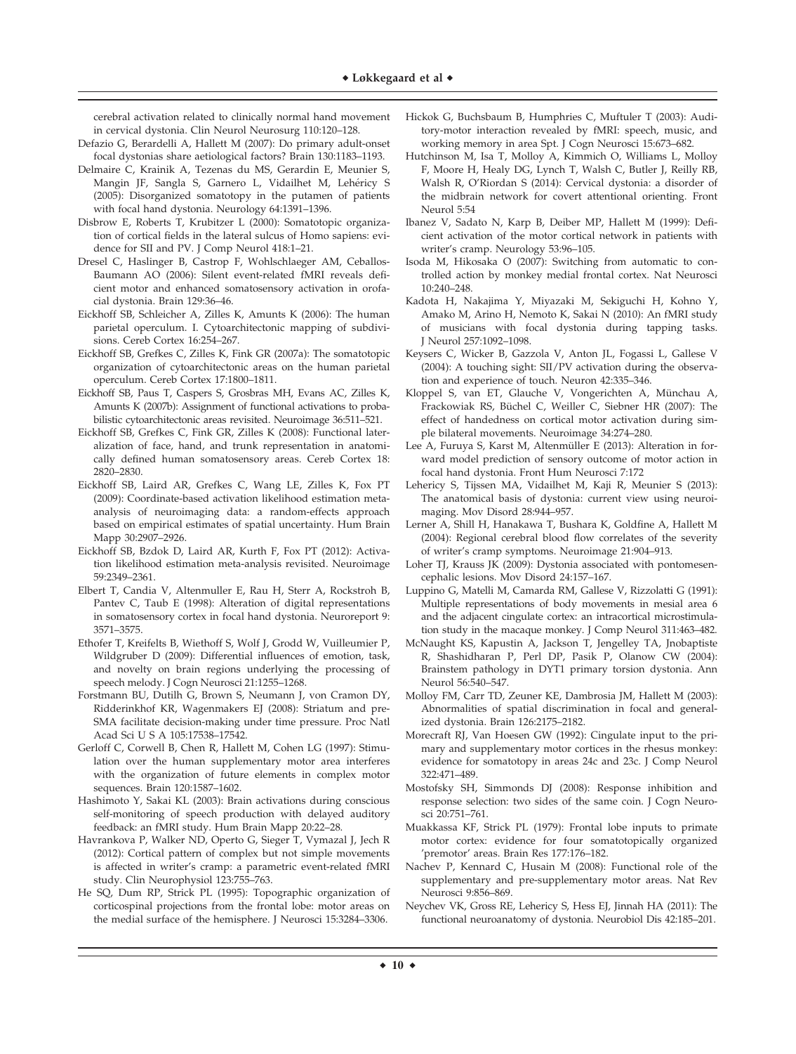cerebral activation related to clinically normal hand movement in cervical dystonia. Clin Neurol Neurosurg 110:120–128.

Defazio G, Berardelli A, Hallett M (2007): Do primary adult-onset focal dystonias share aetiological factors? Brain 130:1183–1193.

Delmaire C, Krainik A, Tezenas du MS, Gerardin E, Meunier S, Mangin JF, Sangla S, Garnero L, Vidailhet M, Lehéricy S (2005): Disorganized somatotopy in the putamen of patients with focal hand dystonia. Neurology 64:1391–1396.

Disbrow E, Roberts T, Krubitzer L (2000): Somatotopic organization of cortical fields in the lateral sulcus of Homo sapiens: evidence for SII and PV. J Comp Neurol 418:1–21.

Dresel C, Haslinger B, Castrop F, Wohlschlaeger AM, Ceballos-Baumann AO (2006): Silent event-related fMRI reveals deficient motor and enhanced somatosensory activation in orofacial dystonia. Brain 129:36–46.

Eickhoff SB, Schleicher A, Zilles K, Amunts K (2006): The human parietal operculum. I. Cytoarchitectonic mapping of subdivisions. Cereb Cortex 16:254–267.

Eickhoff SB, Grefkes C, Zilles K, Fink GR (2007a): The somatotopic organization of cytoarchitectonic areas on the human parietal operculum. Cereb Cortex 17:1800–1811.

Eickhoff SB, Paus T, Caspers S, Grosbras MH, Evans AC, Zilles K, Amunts K (2007b): Assignment of functional activations to probabilistic cytoarchitectonic areas revisited. Neuroimage 36:511–521.

Eickhoff SB, Grefkes C, Fink GR, Zilles K (2008): Functional lateralization of face, hand, and trunk representation in anatomically defined human somatosensory areas. Cereb Cortex 18: 2820–2830.

Eickhoff SB, Laird AR, Grefkes C, Wang LE, Zilles K, Fox PT (2009): Coordinate-based activation likelihood estimation meta-analysis of neuroimaging data: a random-effects approach based on empirical estimates of spatial uncertainty. Hum Brain Mapp 30:2907–2926.

Eickhoff SB, Bzdok D, Laird AR, Kurth F, Fox PT (2012): Activation likelihood estimation meta-analysis revisited. Neuroimage 59:2349–2361.

Elbert T, Candia V, Altenmuller E, Rau H, Sterr A, Rockstroh B, Pantev C, Taub E (1998): Alteration of digital representations in somatosensory cortex in focal hand dystonia. Neuroreport 9: 3571–3575.

Ethofer T, Kreifelts B, Wiethoff S, Wolf J, Grodd W, Vuilleumier P, Wildgruber D (2009): Differential influences of emotion, task, and novelty on brain regions underlying the processing of speech melody. J Cogn Neurosci 21:1255–1268.

Forstmann BU, Dutilh G, Brown S, Neumann J, von Cramon DY, Ridderinkhof KR, Wagenmakers EJ (2008): Striatum and pre-SMA facilitate decision-making under time pressure. Proc Natl Acad Sci U S A 105:17538–17542.

Gerloff C, Corwell B, Chen R, Hallett M, Cohen LG (1997): Stimulation over the human supplementary motor area interferes with the organization of future elements in complex motor sequences. Brain 120:1587–1602.

Hashimoto Y, Sakai KL (2003): Brain activations during conscious self-monitoring of speech production with delayed auditory feedback: an fMRI study. Hum Brain Mapp 20:22–28.

Havrankova P, Walker ND, Operto G, Sieger T, Vymazal J, Jech R (2012): Cortical pattern of complex but not simple movements is affected in writer's cramp: a parametric event-related fMRI study. Clin Neurophysiol 123:755–763.

He SQ, Dum RP, Strick PL (1995): Topographic organization of corticospinal projections from the frontal lobe: motor areas on the medial surface of the hemisphere. J Neurosci 15:3284–3306.

Hickok G, Buchsbaum B, Humphries C, Muftuler T (2003): Auditory-motor interaction revealed by fMRI: speech, music, and working memory in area Spt. J Cogn Neurosci 15:673–682.

Hutchinson M, Isa T, Molloy A, Kimmich O, Williams L, Molloy F, Moore H, Healy DG, Lynch T, Walsh C, Butler J, Reilly RB, Walsh R, O'Riordan S (2014): Cervical dystonia: a disorder of the midbrain network for covert attentional orienting. Front Neurol 5:54

Ibanez V, Sadato N, Karp B, Deiber MP, Hallett M (1999): Deficient activation of the motor cortical network in patients with writer's cramp. Neurology 53:96–105.

Isoda M, Hikosaka O (2007): Switching from automatic to controlled action by monkey medial frontal cortex. Nat Neurosci 10:240–248.

Kadota H, Nakajima Y, Miyazaki M, Sekiguchi H, Kohno Y, Amako M, Arino H, Nemoto K, Sakai N (2010): An fMRI study of musicians with focal dystonia during tapping tasks. J Neurol 257:1092–1098.

Keysers C, Wicker B, Gazzola V, Anton JL, Fogassi L, Gallese V (2004): A touching sight: SII/PV activation during the observation and experience of touch. Neuron 42:335–346.

Kloppel S, van ET, Glauche V, Vongerichten A, Münchau A, Frackowiak RS, Büchel C, Weiller C, Siebner HR (2007): The effect of handedness on cortical motor activation during simple bilateral movements. Neuroimage 34:274–280.

Lee A, Furuya S, Karst M, Altenmüller E (2013): Alteration in forward model prediction of sensory outcome of motor action in focal hand dystonia. Front Hum Neurosci 7:172

Lehericy S, Tijssen MA, Vidailhet M, Kaji R, Meunier S (2013): The anatomical basis of dystonia: current view using neuroimaging. Mov Disord 28:944–957.

Lerner A, Shill H, Hanakawa T, Bushara K, Goldfine A, Hallett M (2004): Regional cerebral blood flow correlates of the severity of writer's cramp symptoms. Neuroimage 21:904–913.

Loher TJ, Krauss JK (2009): Dystonia associated with pontomesencephalic lesions. Mov Disord 24:157–167.

Luppino G, Matelli M, Camarda RM, Gallese V, Rizzolatti G (1991): Multiple representations of body movements in mesial area 6 and the adjacent cingulate cortex: an intracortical microstimulation study in the macaque monkey. J Comp Neurol 311:463–482.

McNaught KS, Kapustin A, Jackson T, Jengelley TA, Jnobaptiste R, Shashidharan P, Perl DP, Pasik P, Olanow CW (2004): Brainstem pathology in DYT1 primary torsion dystonia. Ann Neurol 56:540–547.

Molloy FM, Carr TD, Zeuner KE, Dambrosia JM, Hallett M (2003): Abnormalities of spatial discrimination in focal and generalized dystonia. Brain 126:2175–2182.

Morecraft RJ, Van Hoesen GW (1992): Cingulate input to the primary and supplementary motor cortices in the rhesus monkey: evidence for somatotopy in areas 24c and 23c. J Comp Neurol 322:471–489.

Mostofsky SH, Simmonds DJ (2008): Response inhibition and response selection: two sides of the same coin. J Cogn Neurosci 20:751–761.

Muakkassa KF, Strick PL (1979): Frontal lobe inputs to primate motor cortex: evidence for four somatotopically organized 'premotor' areas. Brain Res 177:176–182.

Nachev P, Kennard C, Husain M (2008): Functional role of the supplementary and pre-supplementary motor areas. Nat Rev Neurosci 9:856–869.

Neychev VK, Gross RE, Lehericy S, Hess EJ, Jinnah HA (2011): The functional neuroanatomy of dystonia. Neurobiol Dis 42:185–201.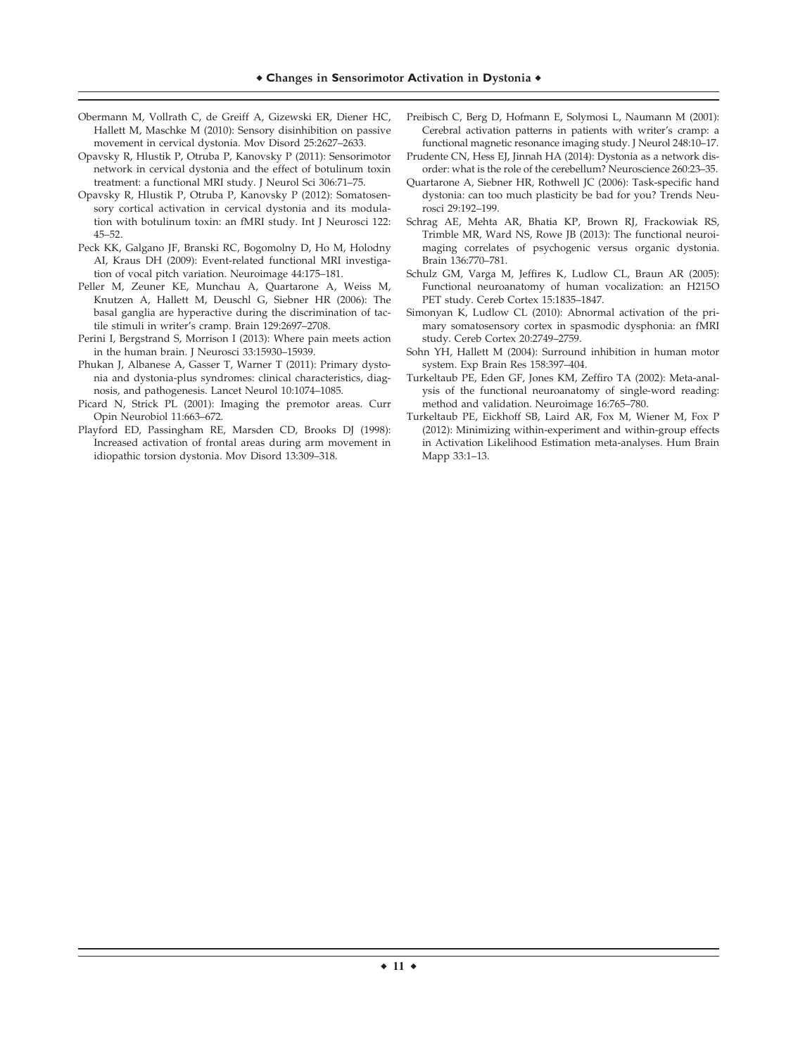Obermann M, Vollrath C, de Greiff A, Gizewski ER, Diener HC, Hallett M, Maschke M (2010): Sensory disinhibition on passive movement in cervical dystonia. Mov Disord 25:2627–2633.

Opavsky R, Hlustik P, Otruba P, Kanovsky P (2011): Sensorimotor network in cervical dystonia and the effect of botulinum toxin treatment: a functional MRI study. J Neurol Sci 306:71–75.

Opavsky R, Hlustik P, Otruba P, Kanovsky P (2012): Somatosensory cortical activation in cervical dystonia and its modulation with botulinum toxin: an fMRI study. Int J Neurosci 122: 45–52.

Peck KK, Galgano JF, Branski RC, Bogomolny D, Ho M, Holodny AI, Kraus DH (2009): Event-related functional MRI investigation of vocal pitch variation. Neuroimage 44:175–181.

Peller M, Zeuner KE, Munchau A, Quartarone A, Weiss M, Knutzen A, Hallett M, Deuschl G, Siebner HR (2006): The basal ganglia are hyperactive during the discrimination of tactile stimuli in writer's cramp. Brain 129:2697–2708.

Perini I, Bergstrand S, Morrison I (2013): Where pain meets action in the human brain. J Neurosci 33:15930–15939.

Phukan J, Albanese A, Gasser T, Warner T (2011): Primary dystonia and dystonia-plus syndromes: clinical characteristics, diagnosis, and pathogenesis. Lancet Neurol 10:1074–1085.

Picard N, Strick PL (2001): Imaging the premotor areas. Curr Opin Neurobiol 11:663–672.

Playford ED, Passingham RE, Marsden CD, Brooks DJ (1998): Increased activation of frontal areas during arm movement in idiopathic torsion dystonia. Mov Disord 13:309–318.

Preibisch C, Berg D, Hofmann E, Solymosi L, Naumann M (2001): Cerebral activation patterns in patients with writer's cramp: a functional magnetic resonance imaging study. J Neurol 248:10–17.

Prudente CN, Hess EJ, Jinnah HA (2014): Dystonia as a network disorder: what is the role of the cerebellum? Neuroscience 260:23–35.

Quartarone A, Siebner HR, Rothwell JC (2006): Task-specific hand dystonia: can too much plasticity be bad for you? Trends Neurosci 29:192–199.

Schrag AE, Mehta AR, Bhatia KP, Brown RJ, Frackowiak RS, Trimble MR, Ward NS, Rowe JB (2013): The functional neuroimaging correlates of psychogenic versus organic dystonia. Brain 136:770–781.

Schulz GM, Varga M, Jeffires K, Ludlow CL, Braun AR (2005): Functional neuroanatomy of human vocalization: an H215O PET study. Cereb Cortex 15:1835–1847.

Simonyan K, Ludlow CL (2010): Abnormal activation of the primary somatosensory cortex in spasmodic dysphonia: an fMRI study. Cereb Cortex 20:2749–2759.

Sohn YH, Hallett M (2004): Surround inhibition in human motor system. Exp Brain Res 158:397–404.

Turkeltaub PE, Eden GF, Jones KM, Zeffiro TA (2002): Meta-analysis of the functional neuroanatomy of single-word reading: method and validation. Neuroimage 16:765–780.

Turkeltaub PE, Eickhoff SB, Laird AR, Fox M, Wiener M, Fox P (2012): Minimizing within-experiment and within-group effects in Activation Likelihood Estimation meta-analyses. Hum Brain Mapp 33:1–13.